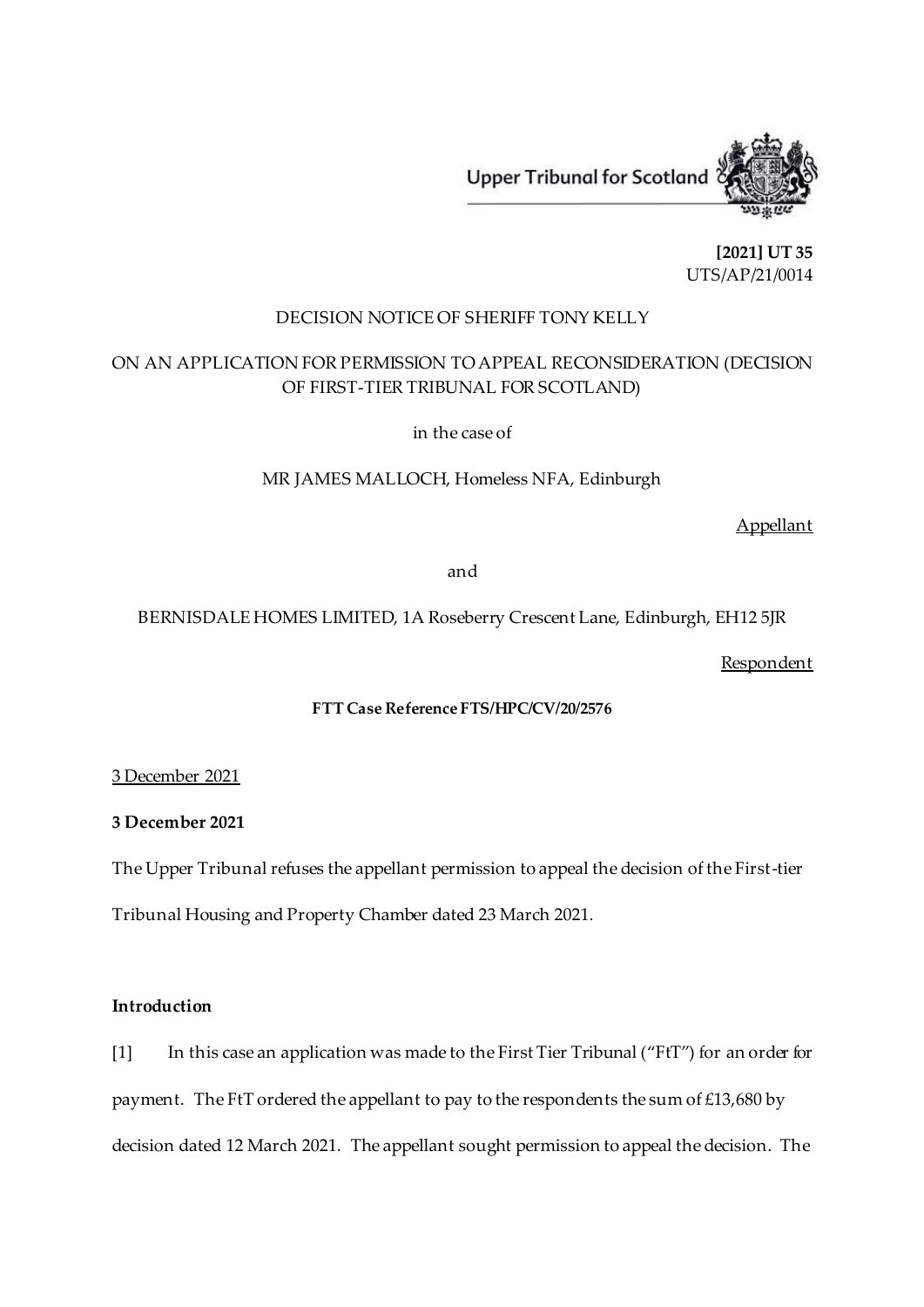Upper Tribunal for Scotland

**[2021] UT 35**
UTS/AP/21/0014

DECISION NOTICE OF SHERIFF TONY KELLY

ON AN APPLICATION FOR PERMISSION TO APPEAL RECONSIDERATION (DECISION OF FIRST-TIER TRIBUNAL FOR SCOTLAND)

in the case of

MR JAMES MALLOCH, Homeless NFA, Edinburgh

Appellant

and

BERNISDALE HOMES LIMITED, 1A Roseberry Crescent Lane, Edinburgh, EH12 5JR

Respondent

**FTT Case Reference FTS/HPC/CV/20/2576**

3 December 2021

**3 December 2021**

The Upper Tribunal refuses the appellant permission to appeal the decision of the First-tier Tribunal Housing and Property Chamber dated 23 March 2021.

**Introduction**

[1] In this case an application was made to the First Tier Tribunal ("FtT") for an order for payment. The FtT ordered the appellant to pay to the respondents the sum of £13,680 by decision dated 12 March 2021. The appellant sought permission to appeal the decision. The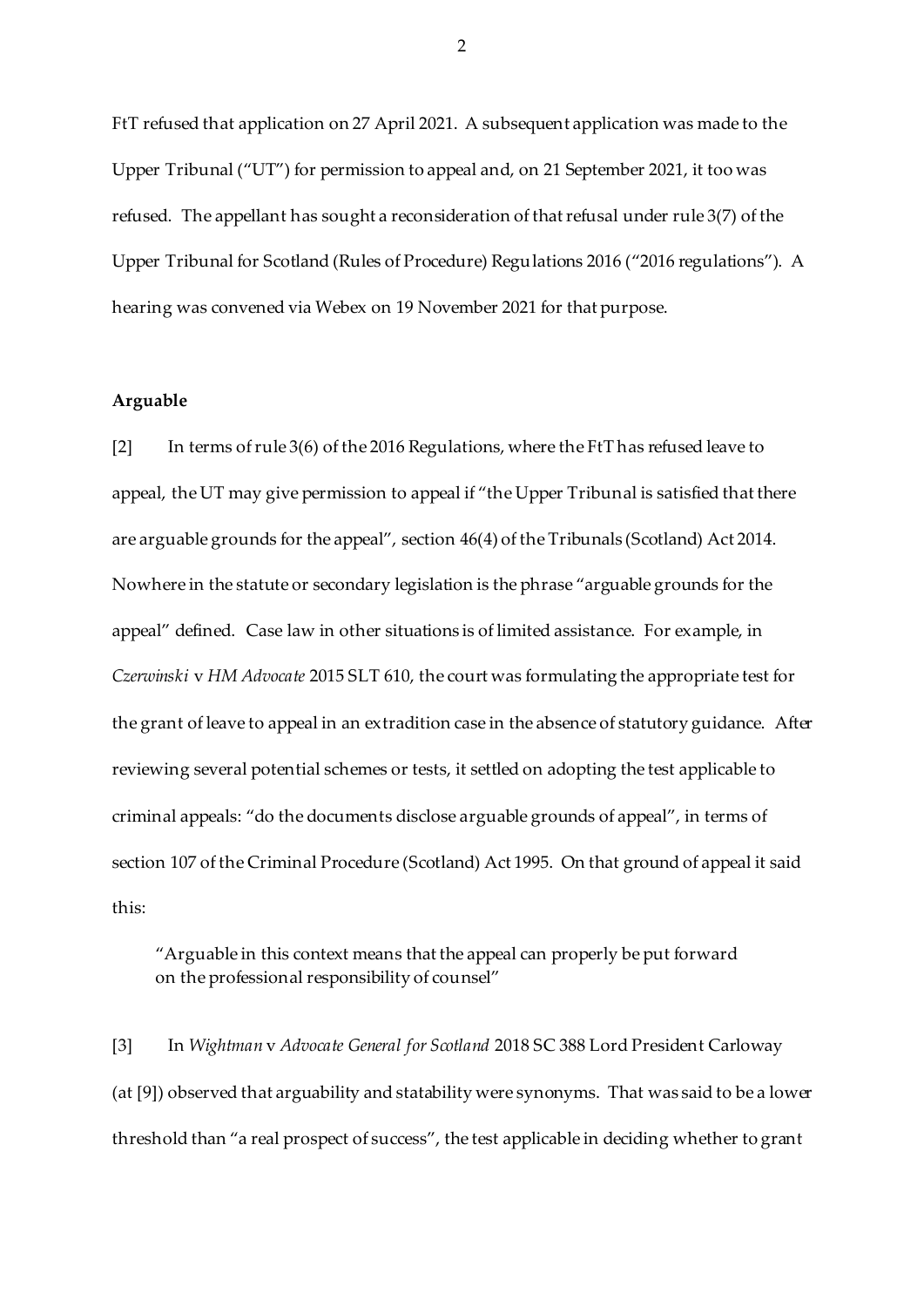FtT refused that application on 27 April 2021. A subsequent application was made to the Upper Tribunal ("UT") for permission to appeal and, on 21 September 2021, it too was refused. The appellant has sought a reconsideration of that refusal under rule 3(7) of the Upper Tribunal for Scotland (Rules of Procedure) Regulations 2016 ("2016 regulations"). A hearing was convened via Webex on 19 November 2021 for that purpose.

**Arguable**

[2] In terms of rule 3(6) of the 2016 Regulations, where the FtT has refused leave to appeal, the UT may give permission to appeal if "the Upper Tribunal is satisfied that there are arguable grounds for the appeal", section 46(4) of the Tribunals (Scotland) Act 2014. Nowhere in the statute or secondary legislation is the phrase "arguable grounds for the appeal" defined. Case law in other situations is of limited assistance. For example, in *Czerwinski* v *HM Advocate* 2015 SLT 610, the court was formulating the appropriate test for the grant of leave to appeal in an extradition case in the absence of statutory guidance. After reviewing several potential schemes or tests, it settled on adopting the test applicable to criminal appeals: "do the documents disclose arguable grounds of appeal", in terms of section 107 of the Criminal Procedure (Scotland) Act 1995. On that ground of appeal it said this:

> "Arguable in this context means that the appeal can properly be put forward on the professional responsibility of counsel"

[3] In *Wightman* v *Advocate General for Scotland* 2018 SC 388 Lord President Carloway (at [9]) observed that arguability and statability were synonyms. That was said to be a lower threshold than "a real prospect of success", the test applicable in deciding whether to grant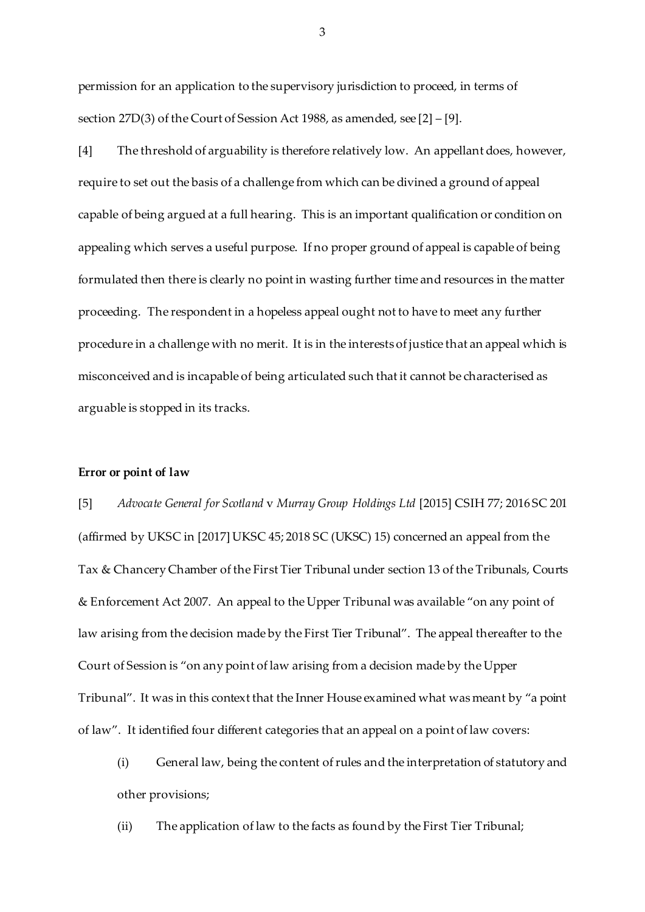permission for an application to the supervisory jurisdiction to proceed, in terms of section 27D(3) of the Court of Session Act 1988, as amended, see [2] – [9].

[4] The threshold of arguability is therefore relatively low. An appellant does, however, require to set out the basis of a challenge from which can be divined a ground of appeal capable of being argued at a full hearing. This is an important qualification or condition on appealing which serves a useful purpose. If no proper ground of appeal is capable of being formulated then there is clearly no point in wasting further time and resources in the matter proceeding. The respondent in a hopeless appeal ought not to have to meet any further procedure in a challenge with no merit. It is in the interests of justice that an appeal which is misconceived and is incapable of being articulated such that it cannot be characterised as arguable is stopped in its tracks.

**Error or point of law**

[5] *Advocate General for Scotland* v *Murray Group Holdings Ltd* [2015] CSIH 77; 2016 SC 201 (affirmed by UKSC in [2017] UKSC 45; 2018 SC (UKSC) 15) concerned an appeal from the Tax & Chancery Chamber of the First Tier Tribunal under section 13 of the Tribunals, Courts & Enforcement Act 2007. An appeal to the Upper Tribunal was available "on any point of law arising from the decision made by the First Tier Tribunal". The appeal thereafter to the Court of Session is "on any point of law arising from a decision made by the Upper Tribunal". It was in this context that the Inner House examined what was meant by "a point of law". It identified four different categories that an appeal on a point of law covers:

(i) General law, being the content of rules and the interpretation of statutory and other provisions;

(ii) The application of law to the facts as found by the First Tier Tribunal;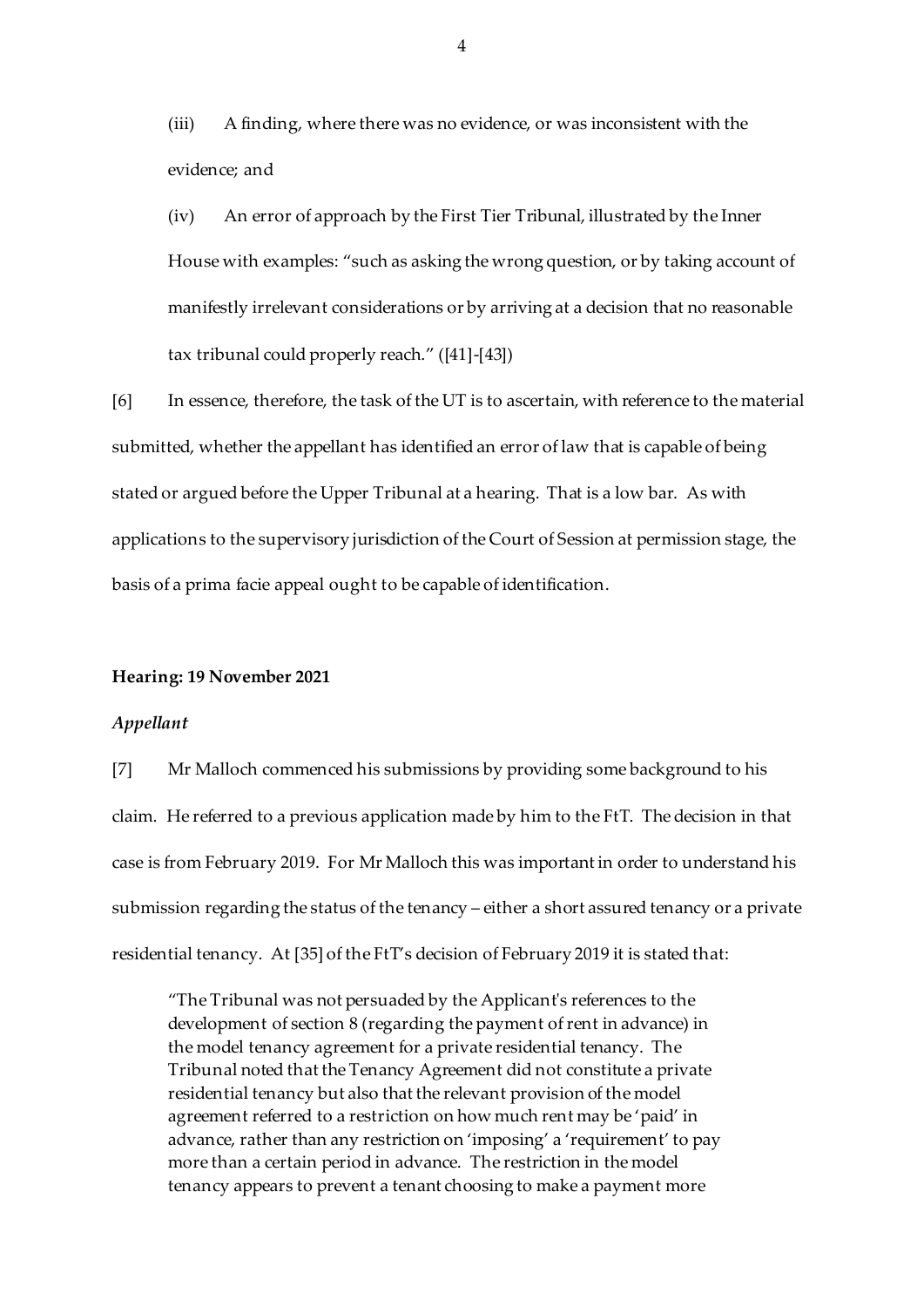(iii) A finding, where there was no evidence, or was inconsistent with the evidence; and

(iv) An error of approach by the First Tier Tribunal, illustrated by the Inner House with examples: "such as asking the wrong question, or by taking account of manifestly irrelevant considerations or by arriving at a decision that no reasonable tax tribunal could properly reach." ([41]-[43])

[6] In essence, therefore, the task of the UT is to ascertain, with reference to the material submitted, whether the appellant has identified an error of law that is capable of being stated or argued before the Upper Tribunal at a hearing. That is a low bar. As with applications to the supervisory jurisdiction of the Court of Session at permission stage, the basis of a prima facie appeal ought to be capable of identification.

**Hearing: 19 November 2021**

***Appellant***

[7] Mr Malloch commenced his submissions by providing some background to his claim. He referred to a previous application made by him to the FtT. The decision in that case is from February 2019. For Mr Malloch this was important in order to understand his submission regarding the status of the tenancy – either a short assured tenancy or a private residential tenancy. At [35] of the FtT's decision of February 2019 it is stated that:

> "The Tribunal was not persuaded by the Applicant's references to the development of section 8 (regarding the payment of rent in advance) in the model tenancy agreement for a private residential tenancy. The Tribunal noted that the Tenancy Agreement did not constitute a private residential tenancy but also that the relevant provision of the model agreement referred to a restriction on how much rent may be 'paid' in advance, rather than any restriction on 'imposing' a 'requirement' to pay more than a certain period in advance. The restriction in the model tenancy appears to prevent a tenant choosing to make a payment more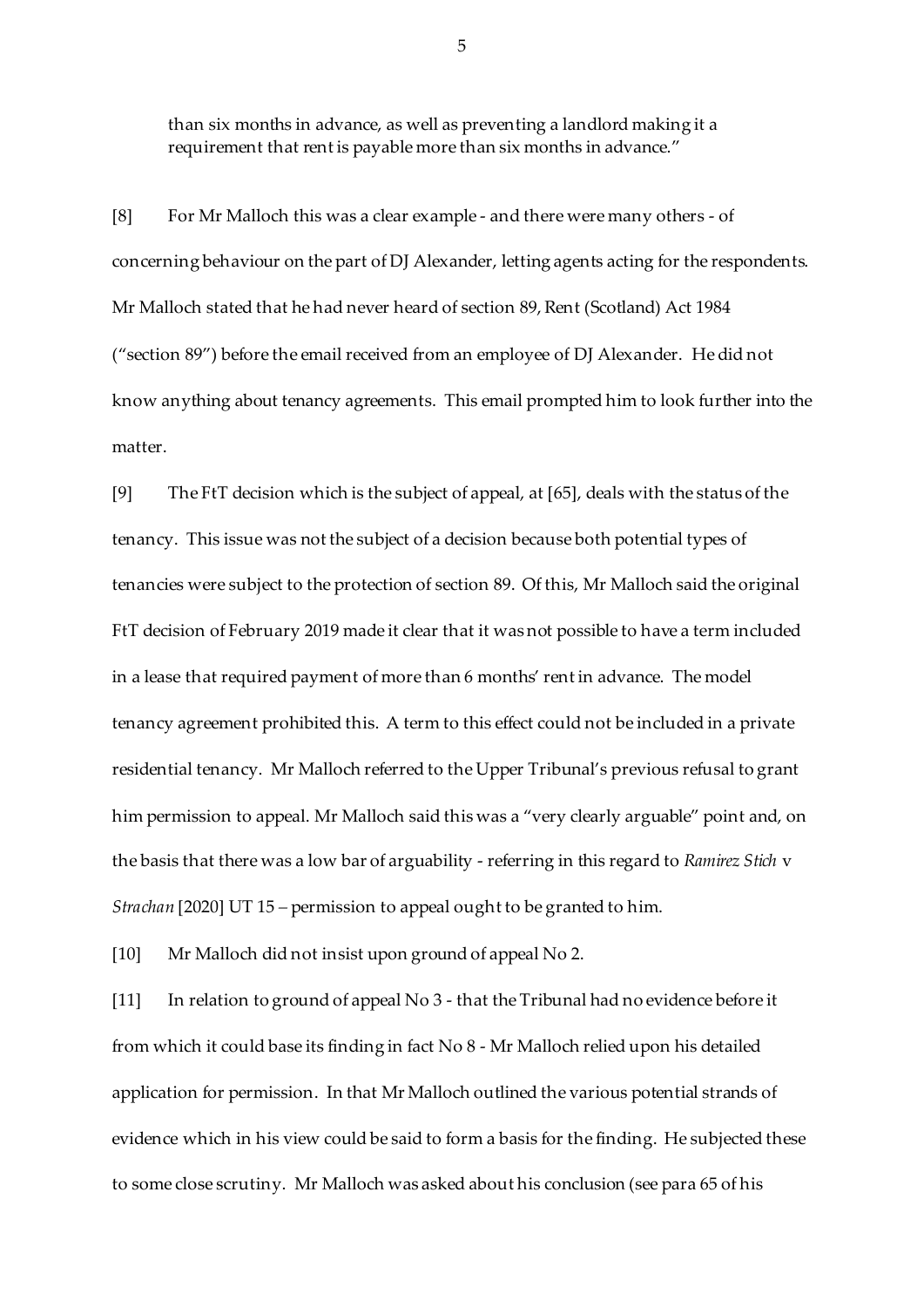than six months in advance, as well as preventing a landlord making it a requirement that rent is payable more than six months in advance."

[8] For Mr Malloch this was a clear example - and there were many others - of concerning behaviour on the part of DJ Alexander, letting agents acting for the respondents. Mr Malloch stated that he had never heard of section 89, Rent (Scotland) Act 1984 ("section 89") before the email received from an employee of DJ Alexander. He did not know anything about tenancy agreements. This email prompted him to look further into the matter.

[9] The FtT decision which is the subject of appeal, at [65], deals with the status of the tenancy. This issue was not the subject of a decision because both potential types of tenancies were subject to the protection of section 89. Of this, Mr Malloch said the original FtT decision of February 2019 made it clear that it was not possible to have a term included in a lease that required payment of more than 6 months' rent in advance. The model tenancy agreement prohibited this. A term to this effect could not be included in a private residential tenancy. Mr Malloch referred to the Upper Tribunal's previous refusal to grant him permission to appeal. Mr Malloch said this was a "very clearly arguable" point and, on the basis that there was a low bar of arguability - referring in this regard to *Ramirez Stich* v *Strachan* [2020] UT 15 – permission to appeal ought to be granted to him.

[10] Mr Malloch did not insist upon ground of appeal No 2.

[11] In relation to ground of appeal No 3 - that the Tribunal had no evidence before it from which it could base its finding in fact No 8 - Mr Malloch relied upon his detailed application for permission. In that Mr Malloch outlined the various potential strands of evidence which in his view could be said to form a basis for the finding. He subjected these to some close scrutiny. Mr Malloch was asked about his conclusion (see para 65 of his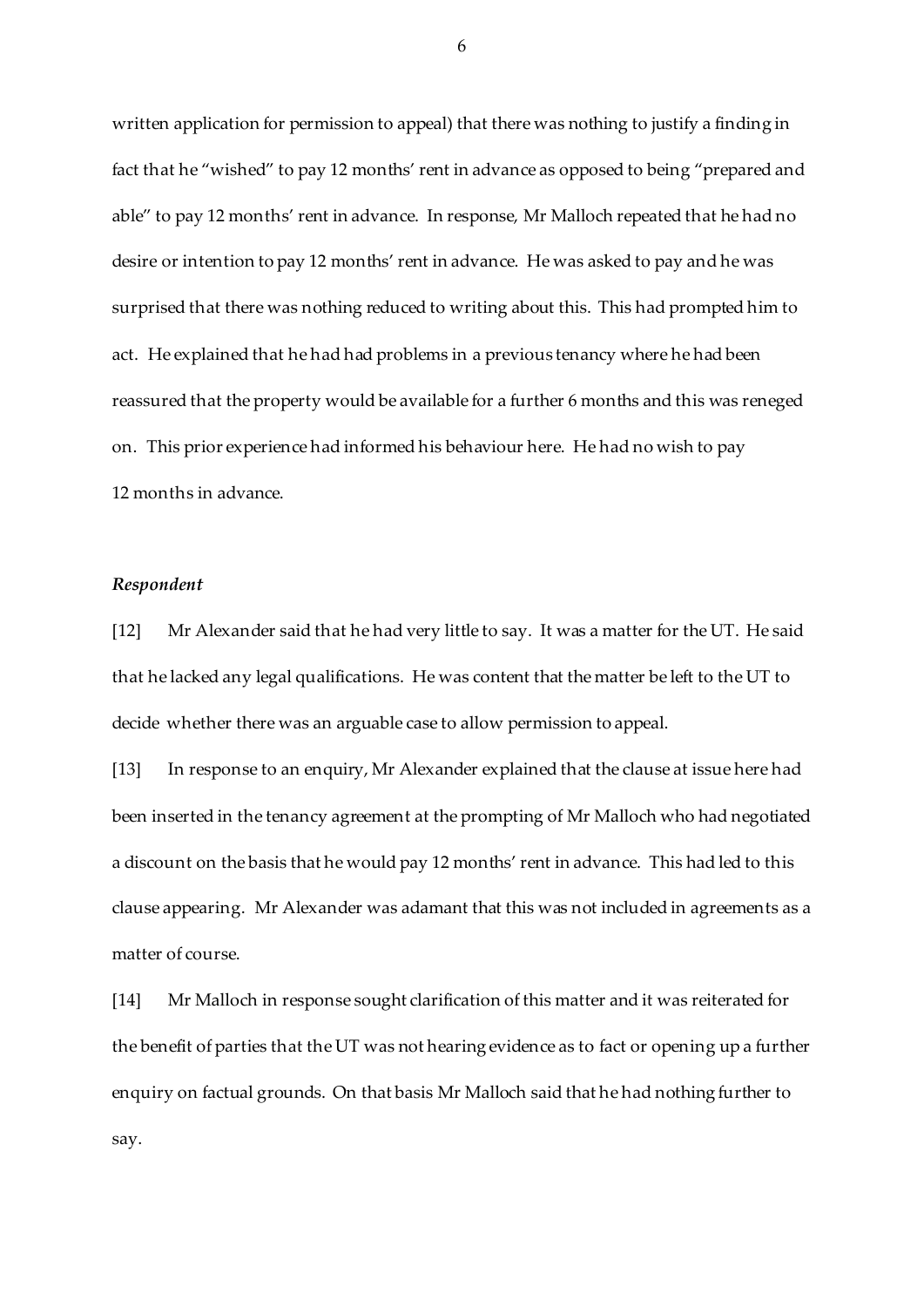written application for permission to appeal) that there was nothing to justify a finding in fact that he "wished" to pay 12 months' rent in advance as opposed to being "prepared and able" to pay 12 months' rent in advance. In response, Mr Malloch repeated that he had no desire or intention to pay 12 months' rent in advance. He was asked to pay and he was surprised that there was nothing reduced to writing about this. This had prompted him to act. He explained that he had had problems in a previous tenancy where he had been reassured that the property would be available for a further 6 months and this was reneged on. This prior experience had informed his behaviour here. He had no wish to pay 12 months in advance.

### *Respondent*

[12] Mr Alexander said that he had very little to say. It was a matter for the UT. He said that he lacked any legal qualifications. He was content that the matter be left to the UT to decide whether there was an arguable case to allow permission to appeal.

[13] In response to an enquiry, Mr Alexander explained that the clause at issue here had been inserted in the tenancy agreement at the prompting of Mr Malloch who had negotiated a discount on the basis that he would pay 12 months' rent in advance. This had led to this clause appearing. Mr Alexander was adamant that this was not included in agreements as a matter of course.

[14] Mr Malloch in response sought clarification of this matter and it was reiterated for the benefit of parties that the UT was not hearing evidence as to fact or opening up a further enquiry on factual grounds. On that basis Mr Malloch said that he had nothing further to say.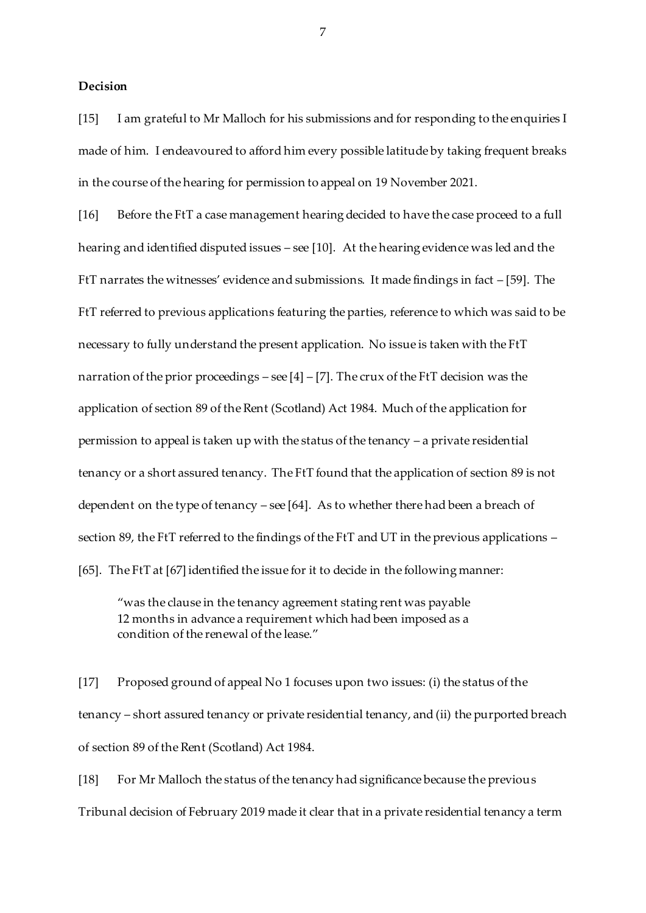**Decision**

[15] I am grateful to Mr Malloch for his submissions and for responding to the enquiries I made of him. I endeavoured to afford him every possible latitude by taking frequent breaks in the course of the hearing for permission to appeal on 19 November 2021.

[16] Before the FtT a case management hearing decided to have the case proceed to a full hearing and identified disputed issues – see [10]. At the hearing evidence was led and the FtT narrates the witnesses' evidence and submissions. It made findings in fact – [59]. The FtT referred to previous applications featuring the parties, reference to which was said to be necessary to fully understand the present application. No issue is taken with the FtT narration of the prior proceedings – see [4] – [7]. The crux of the FtT decision was the application of section 89 of the Rent (Scotland) Act 1984. Much of the application for permission to appeal is taken up with the status of the tenancy – a private residential tenancy or a short assured tenancy. The FtT found that the application of section 89 is not dependent on the type of tenancy – see [64]. As to whether there had been a breach of section 89, the FtT referred to the findings of the FtT and UT in the previous applications – [65]. The FtT at [67] identified the issue for it to decide in the following manner:

> "was the clause in the tenancy agreement stating rent was payable 12 months in advance a requirement which had been imposed as a condition of the renewal of the lease."

[17] Proposed ground of appeal No 1 focuses upon two issues: (i) the status of the tenancy – short assured tenancy or private residential tenancy, and (ii) the purported breach of section 89 of the Rent (Scotland) Act 1984.

[18] For Mr Malloch the status of the tenancy had significance because the previous Tribunal decision of February 2019 made it clear that in a private residential tenancy a term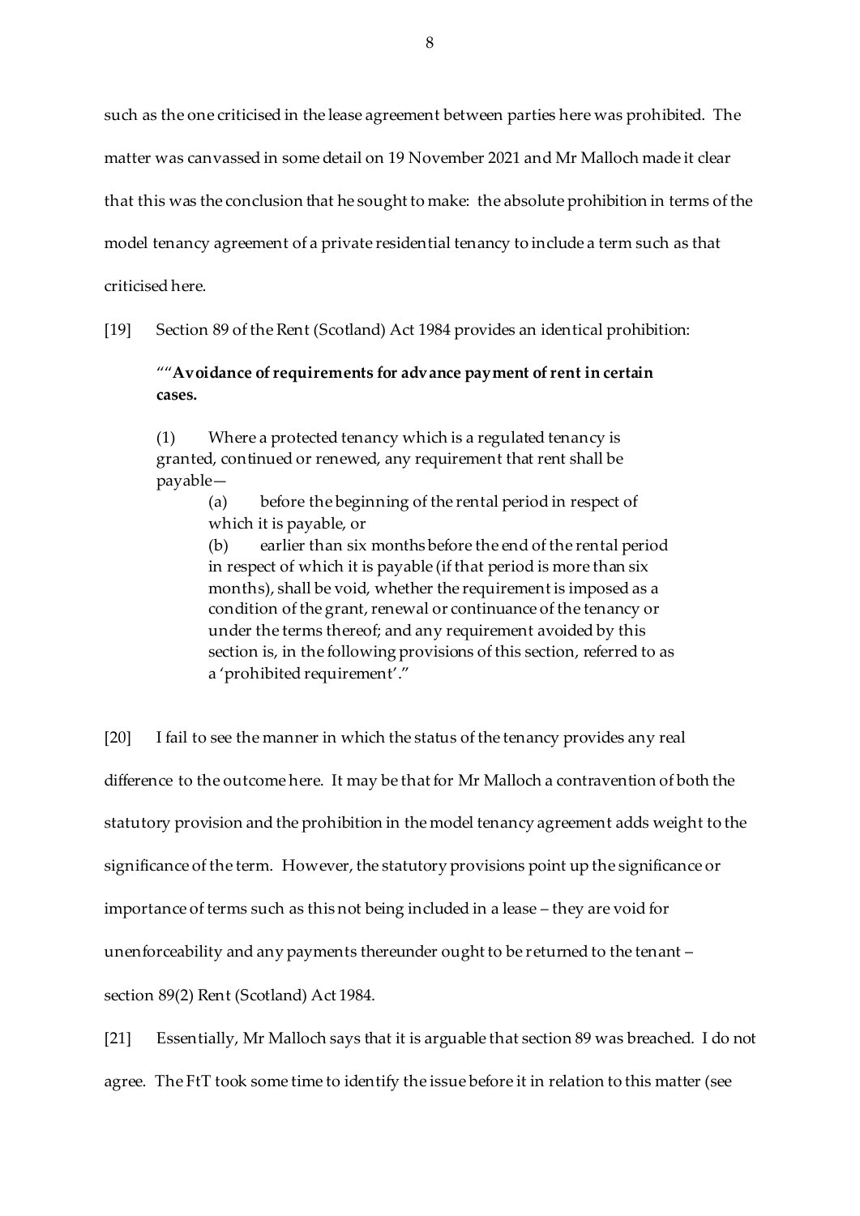such as the one criticised in the lease agreement between parties here was prohibited. The matter was canvassed in some detail on 19 November 2021 and Mr Malloch made it clear that this was the conclusion that he sought to make: the absolute prohibition in terms of the model tenancy agreement of a private residential tenancy to include a term such as that criticised here.

[19] Section 89 of the Rent (Scotland) Act 1984 provides an identical prohibition:

> ""**Avoidance of requirements for advance payment of rent in certain cases.**
>
> (1) Where a protected tenancy which is a regulated tenancy is granted, continued or renewed, any requirement that rent shall be payable—
>
> (a) before the beginning of the rental period in respect of which it is payable, or
>
> (b) earlier than six months before the end of the rental period in respect of which it is payable (if that period is more than six months), shall be void, whether the requirement is imposed as a condition of the grant, renewal or continuance of the tenancy or under the terms thereof; and any requirement avoided by this section is, in the following provisions of this section, referred to as a 'prohibited requirement'."

[20] I fail to see the manner in which the status of the tenancy provides any real difference to the outcome here. It may be that for Mr Malloch a contravention of both the statutory provision and the prohibition in the model tenancy agreement adds weight to the significance of the term. However, the statutory provisions point up the significance or importance of terms such as this not being included in a lease – they are void for unenforceability and any payments thereunder ought to be returned to the tenant – section 89(2) Rent (Scotland) Act 1984.

[21] Essentially, Mr Malloch says that it is arguable that section 89 was breached. I do not agree. The FtT took some time to identify the issue before it in relation to this matter (see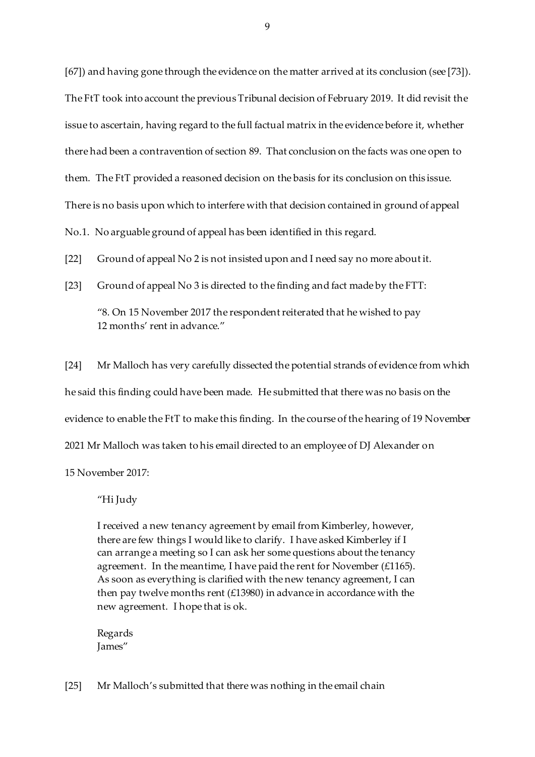[67]) and having gone through the evidence on the matter arrived at its conclusion (see [73]). The FtT took into account the previous Tribunal decision of February 2019. It did revisit the issue to ascertain, having regard to the full factual matrix in the evidence before it, whether there had been a contravention of section 89. That conclusion on the facts was one open to them. The FtT provided a reasoned decision on the basis for its conclusion on this issue. There is no basis upon which to interfere with that decision contained in ground of appeal No.1. No arguable ground of appeal has been identified in this regard.

[22] Ground of appeal No 2 is not insisted upon and I need say no more about it.

[23] Ground of appeal No 3 is directed to the finding and fact made by the FTT:

> "8. On 15 November 2017 the respondent reiterated that he wished to pay 12 months' rent in advance."

[24] Mr Malloch has very carefully dissected the potential strands of evidence from which he said this finding could have been made. He submitted that there was no basis on the evidence to enable the FtT to make this finding. In the course of the hearing of 19 November 2021 Mr Malloch was taken to his email directed to an employee of DJ Alexander on 15 November 2017:

> "Hi Judy
>
> I received a new tenancy agreement by email from Kimberley, however, there are few things I would like to clarify. I have asked Kimberley if I can arrange a meeting so I can ask her some questions about the tenancy agreement. In the meantime, I have paid the rent for November (£1165). As soon as everything is clarified with the new tenancy agreement, I can then pay twelve months rent (£13980) in advance in accordance with the new agreement. I hope that is ok.
>
> Regards
> James"

[25] Mr Malloch's submitted that there was nothing in the email chain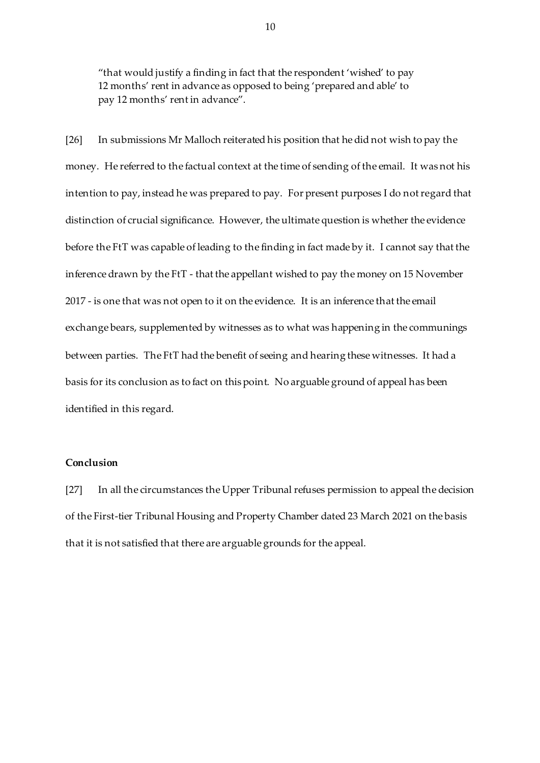"that would justify a finding in fact that the respondent 'wished' to pay 12 months' rent in advance as opposed to being 'prepared and able' to pay 12 months' rent in advance".

[26] In submissions Mr Malloch reiterated his position that he did not wish to pay the money. He referred to the factual context at the time of sending of the email. It was not his intention to pay, instead he was prepared to pay. For present purposes I do not regard that distinction of crucial significance. However, the ultimate question is whether the evidence before the FtT was capable of leading to the finding in fact made by it. I cannot say that the inference drawn by the FtT - that the appellant wished to pay the money on 15 November 2017 - is one that was not open to it on the evidence. It is an inference that the email exchange bears, supplemented by witnesses as to what was happening in the communings between parties. The FtT had the benefit of seeing and hearing these witnesses. It had a basis for its conclusion as to fact on this point. No arguable ground of appeal has been identified in this regard.

**Conclusion**

[27] In all the circumstances the Upper Tribunal refuses permission to appeal the decision of the First-tier Tribunal Housing and Property Chamber dated 23 March 2021 on the basis that it is not satisfied that there are arguable grounds for the appeal.